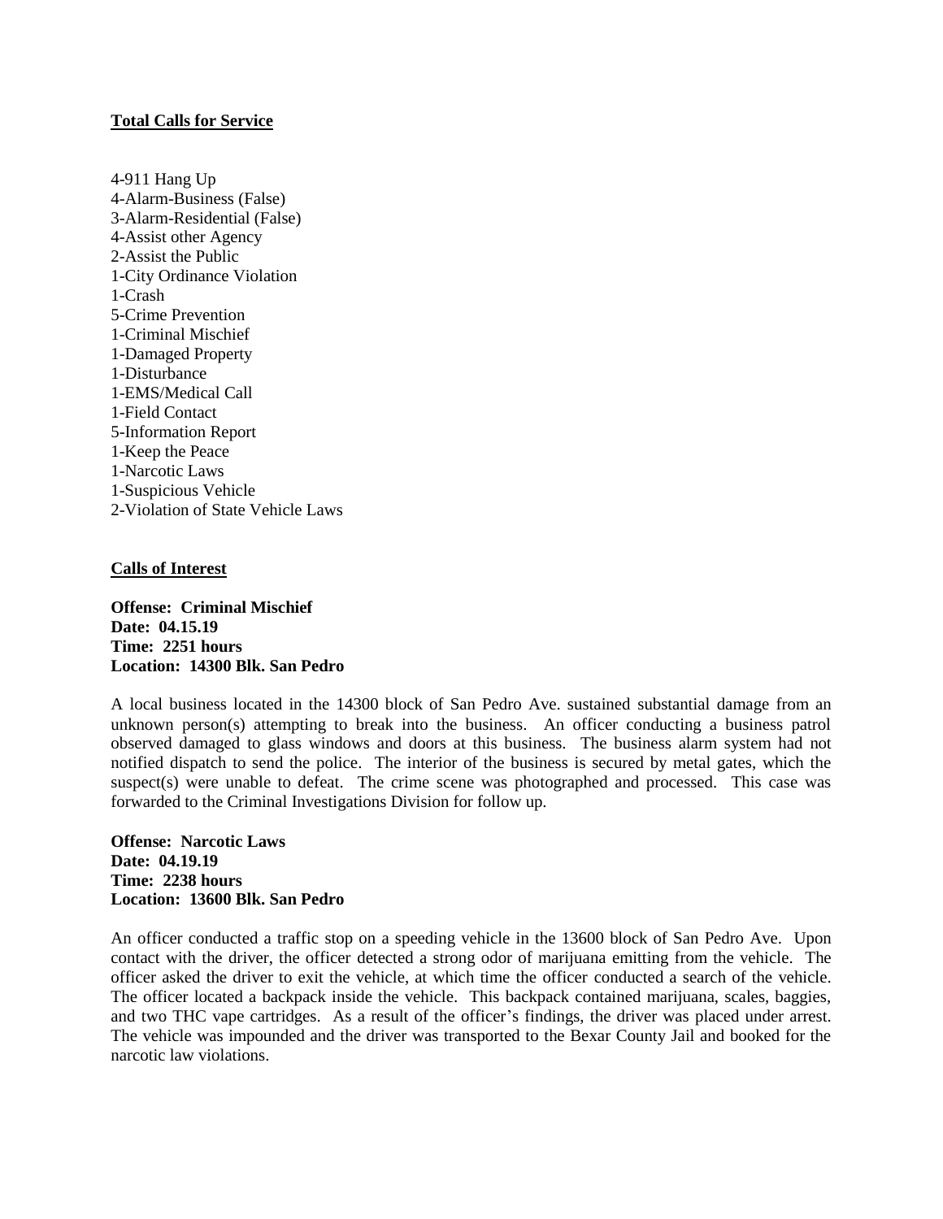**Total Calls for Service**

4-911 Hang Up
4-Alarm-Business (False)
3-Alarm-Residential (False)
4-Assist other Agency
2-Assist the Public
1-City Ordinance Violation
1-Crash
5-Crime Prevention
1-Criminal Mischief
1-Damaged Property
1-Disturbance
1-EMS/Medical Call
1-Field Contact
5-Information Report
1-Keep the Peace
1-Narcotic Laws
1-Suspicious Vehicle
2-Violation of State Vehicle Laws

**Calls of Interest**

**Offense: Criminal Mischief**
**Date: 04.15.19**
**Time: 2251 hours**
**Location: 14300 Blk. San Pedro**

A local business located in the 14300 block of San Pedro Ave. sustained substantial damage from an unknown person(s) attempting to break into the business. An officer conducting a business patrol observed damaged to glass windows and doors at this business. The business alarm system had not notified dispatch to send the police. The interior of the business is secured by metal gates, which the suspect(s) were unable to defeat. The crime scene was photographed and processed. This case was forwarded to the Criminal Investigations Division for follow up.

**Offense: Narcotic Laws**
**Date: 04.19.19**
**Time: 2238 hours**
**Location: 13600 Blk. San Pedro**

An officer conducted a traffic stop on a speeding vehicle in the 13600 block of San Pedro Ave. Upon contact with the driver, the officer detected a strong odor of marijuana emitting from the vehicle. The officer asked the driver to exit the vehicle, at which time the officer conducted a search of the vehicle. The officer located a backpack inside the vehicle. This backpack contained marijuana, scales, baggies, and two THC vape cartridges. As a result of the officer's findings, the driver was placed under arrest. The vehicle was impounded and the driver was transported to the Bexar County Jail and booked for the narcotic law violations.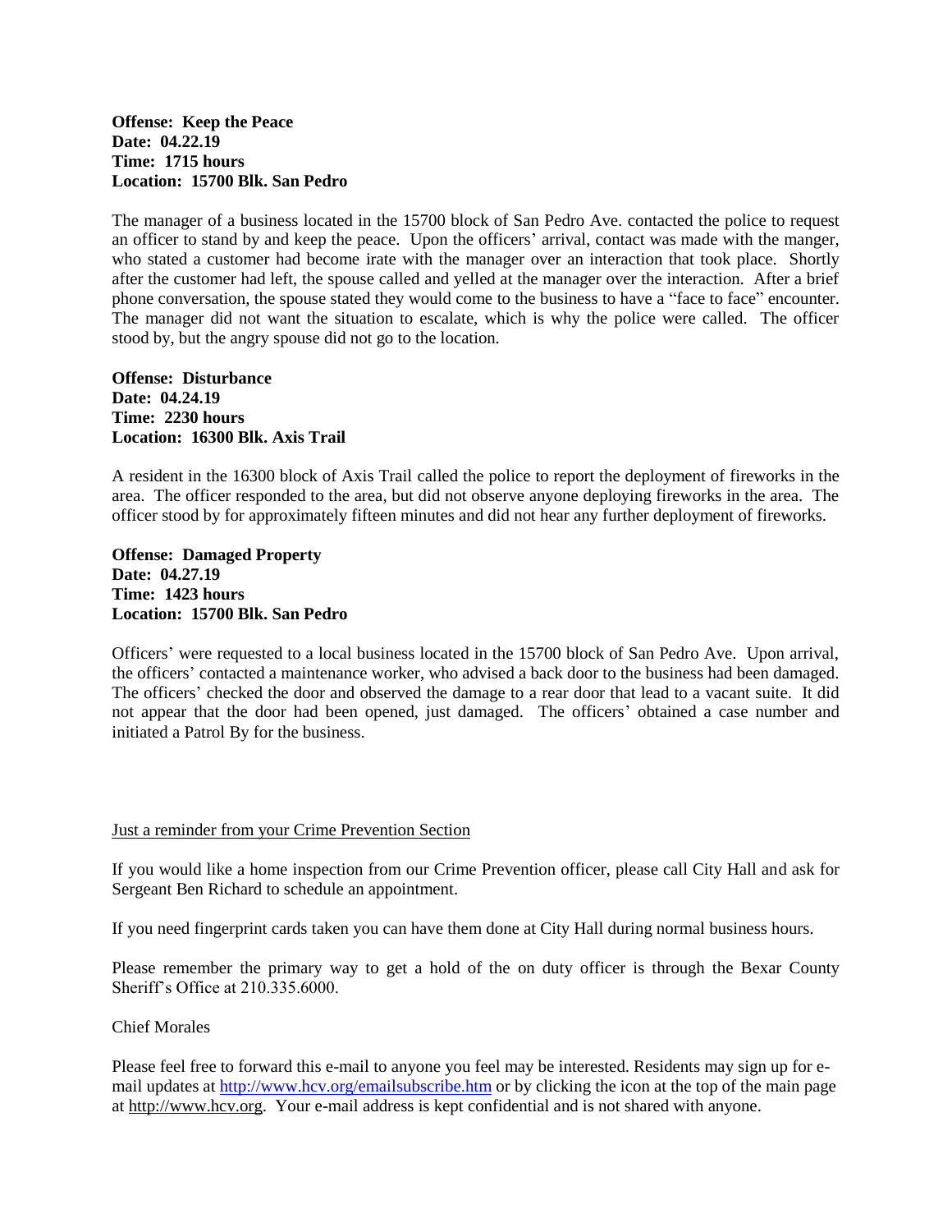**Offense: Keep the Peace**
**Date: 04.22.19**
**Time: 1715 hours**
**Location: 15700 Blk. San Pedro**

The manager of a business located in the 15700 block of San Pedro Ave. contacted the police to request an officer to stand by and keep the peace. Upon the officers' arrival, contact was made with the manger, who stated a customer had become irate with the manager over an interaction that took place. Shortly after the customer had left, the spouse called and yelled at the manager over the interaction. After a brief phone conversation, the spouse stated they would come to the business to have a "face to face" encounter. The manager did not want the situation to escalate, which is why the police were called. The officer stood by, but the angry spouse did not go to the location.

**Offense: Disturbance**
**Date: 04.24.19**
**Time: 2230 hours**
**Location: 16300 Blk. Axis Trail**

A resident in the 16300 block of Axis Trail called the police to report the deployment of fireworks in the area. The officer responded to the area, but did not observe anyone deploying fireworks in the area. The officer stood by for approximately fifteen minutes and did not hear any further deployment of fireworks.

**Offense: Damaged Property**
**Date: 04.27.19**
**Time: 1423 hours**
**Location: 15700 Blk. San Pedro**

Officers' were requested to a local business located in the 15700 block of San Pedro Ave. Upon arrival, the officers' contacted a maintenance worker, who advised a back door to the business had been damaged. The officers' checked the door and observed the damage to a rear door that lead to a vacant suite. It did not appear that the door had been opened, just damaged. The officers' obtained a case number and initiated a Patrol By for the business.

Just a reminder from your Crime Prevention Section

If you would like a home inspection from our Crime Prevention officer, please call City Hall and ask for Sergeant Ben Richard to schedule an appointment.

If you need fingerprint cards taken you can have them done at City Hall during normal business hours.

Please remember the primary way to get a hold of the on duty officer is through the Bexar County Sheriff's Office at 210.335.6000.

Chief Morales

Please feel free to forward this e-mail to anyone you feel may be interested. Residents may sign up for e-mail updates at http://www.hcv.org/emailsubscribe.htm or by clicking the icon at the top of the main page at http://www.hcv.org. Your e-mail address is kept confidential and is not shared with anyone.